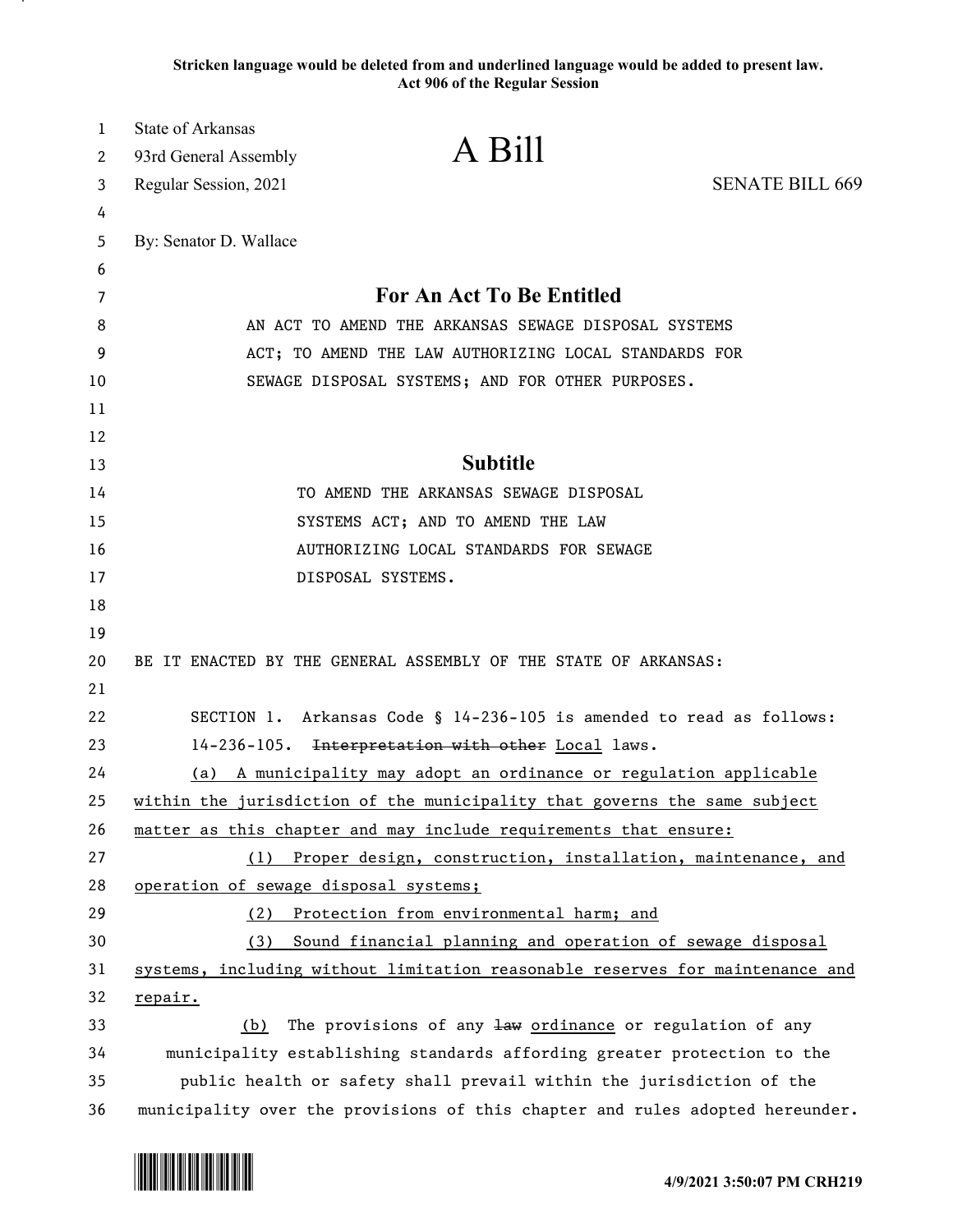Stricken language would be deleted from and underlined language would be added to present law.
Act 906 of the Regular Session

State of Arkansas
93rd General Assembly
Regular Session, 2021

# A Bill

SENATE BILL 669

By: Senator D. Wallace

## For An Act To Be Entitled

AN ACT TO AMEND THE ARKANSAS SEWAGE DISPOSAL SYSTEMS ACT; TO AMEND THE LAW AUTHORIZING LOCAL STANDARDS FOR SEWAGE DISPOSAL SYSTEMS; AND FOR OTHER PURPOSES.

## Subtitle

TO AMEND THE ARKANSAS SEWAGE DISPOSAL SYSTEMS ACT; AND TO AMEND THE LAW AUTHORIZING LOCAL STANDARDS FOR SEWAGE DISPOSAL SYSTEMS.

BE IT ENACTED BY THE GENERAL ASSEMBLY OF THE STATE OF ARKANSAS:

SECTION 1. Arkansas Code § 14-236-105 is amended to read as follows:

14-236-105. ~~Interpretation with other~~ Local laws.

(a) A municipality may adopt an ordinance or regulation applicable within the jurisdiction of the municipality that governs the same subject matter as this chapter and may include requirements that ensure:

(1) Proper design, construction, installation, maintenance, and operation of sewage disposal systems;

(2) Protection from environmental harm; and

(3) Sound financial planning and operation of sewage disposal systems, including without limitation reasonable reserves for maintenance and repair.

(b) The provisions of any ~~law~~ ordinance or regulation of any municipality establishing standards affording greater protection to the public health or safety shall prevail within the jurisdiction of the municipality over the provisions of this chapter and rules adopted hereunder.

4/9/2021 3:50:07 PM CRH219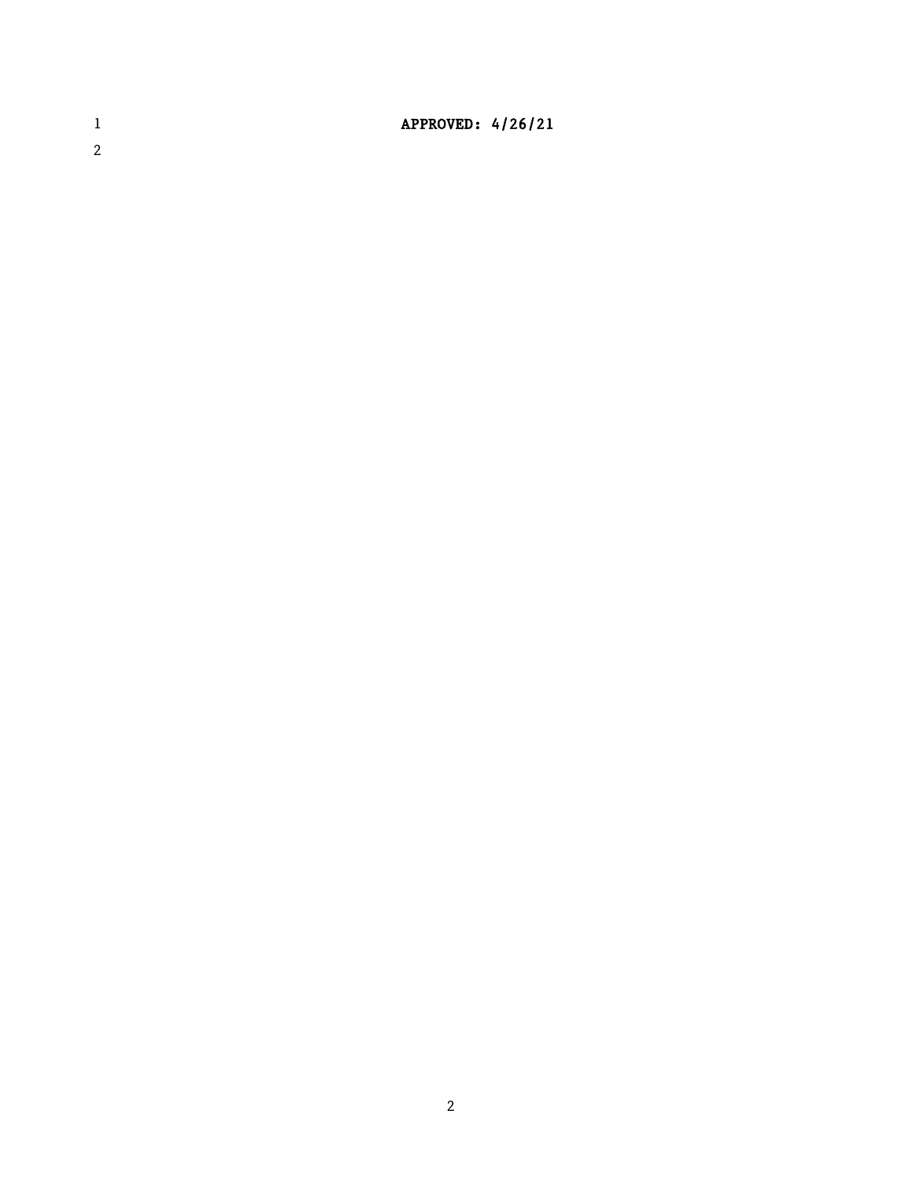**APPROVED: 4/26/21**